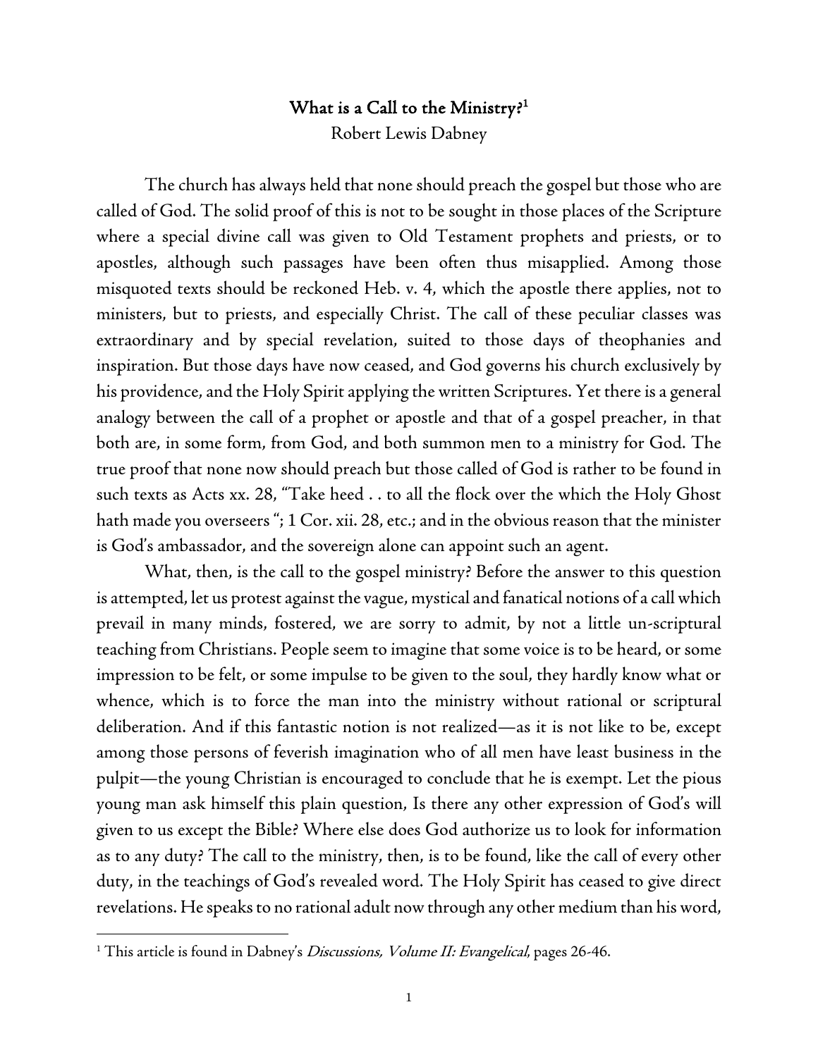# What is a Call to the Ministry?[1]

Robert Lewis Dabney

The church has always held that none should preach the gospel but those who are called of God. The solid proof of this is not to be sought in those places of the Scripture where a special divine call was given to Old Testament prophets and priests, or to apostles, although such passages have been often thus misapplied. Among those misquoted texts should be reckoned Heb. v. 4, which the apostle there applies, not to ministers, but to priests, and especially Christ. The call of these peculiar classes was extraordinary and by special revelation, suited to those days of theophanies and inspiration. But those days have now ceased, and God governs his church exclusively by his providence, and the Holy Spirit applying the written Scriptures. Yet there is a general analogy between the call of a prophet or apostle and that of a gospel preacher, in that both are, in some form, from God, and both summon men to a ministry for God. The true proof that none now should preach but those called of God is rather to be found in such texts as Acts xx. 28, "Take heed . . to all the flock over the which the Holy Ghost hath made you overseers "; 1 Cor. xii. 28, etc.; and in the obvious reason that the minister is God's ambassador, and the sovereign alone can appoint such an agent.

What, then, is the call to the gospel ministry? Before the answer to this question is attempted, let us protest against the vague, mystical and fanatical notions of a call which prevail in many minds, fostered, we are sorry to admit, by not a little un-scriptural teaching from Christians. People seem to imagine that some voice is to be heard, or some impression to be felt, or some impulse to be given to the soul, they hardly know what or whence, which is to force the man into the ministry without rational or scriptural deliberation. And if this fantastic notion is not realized—as it is not like to be, except among those persons of feverish imagination who of all men have least business in the pulpit—the young Christian is encouraged to conclude that he is exempt. Let the pious young man ask himself this plain question, Is there any other expression of God's will given to us except the Bible? Where else does God authorize us to look for information as to any duty? The call to the ministry, then, is to be found, like the call of every other duty, in the teachings of God's revealed word. The Holy Spirit has ceased to give direct revelations. He speaks to no rational adult now through any other medium than his word,

---

[1] This article is found in Dabney's *Discussions, Volume II: Evangelical*, pages 26-46.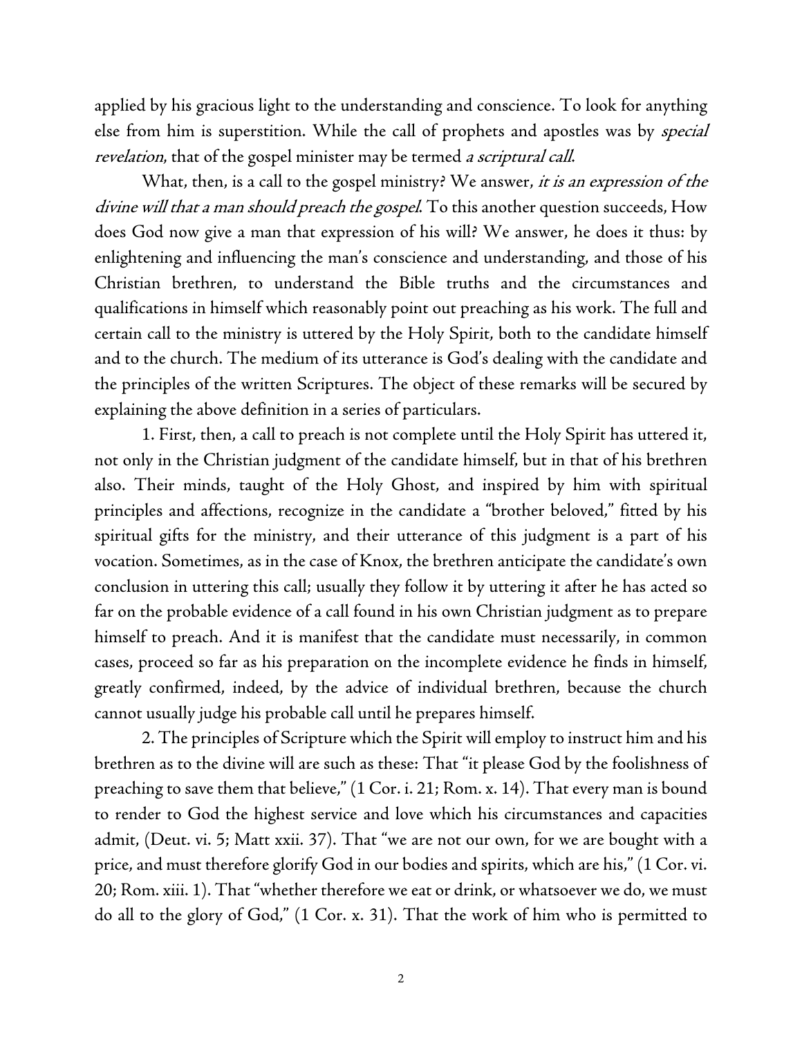applied by his gracious light to the understanding and conscience. To look for anything else from him is superstition. While the call of prophets and apostles was by *special revelation*, that of the gospel minister may be termed *a scriptural call*.

What, then, is a call to the gospel ministry? We answer, *it is an expression of the divine will that a man should preach the gospel*. To this another question succeeds, How does God now give a man that expression of his will? We answer, he does it thus: by enlightening and influencing the man's conscience and understanding, and those of his Christian brethren, to understand the Bible truths and the circumstances and qualifications in himself which reasonably point out preaching as his work. The full and certain call to the ministry is uttered by the Holy Spirit, both to the candidate himself and to the church. The medium of its utterance is God's dealing with the candidate and the principles of the written Scriptures. The object of these remarks will be secured by explaining the above definition in a series of particulars.

1. First, then, a call to preach is not complete until the Holy Spirit has uttered it, not only in the Christian judgment of the candidate himself, but in that of his brethren also. Their minds, taught of the Holy Ghost, and inspired by him with spiritual principles and affections, recognize in the candidate a "brother beloved," fitted by his spiritual gifts for the ministry, and their utterance of this judgment is a part of his vocation. Sometimes, as in the case of Knox, the brethren anticipate the candidate's own conclusion in uttering this call; usually they follow it by uttering it after he has acted so far on the probable evidence of a call found in his own Christian judgment as to prepare himself to preach. And it is manifest that the candidate must necessarily, in common cases, proceed so far as his preparation on the incomplete evidence he finds in himself, greatly confirmed, indeed, by the advice of individual brethren, because the church cannot usually judge his probable call until he prepares himself.

2. The principles of Scripture which the Spirit will employ to instruct him and his brethren as to the divine will are such as these: That "it please God by the foolishness of preaching to save them that believe," (1 Cor. i. 21; Rom. x. 14). That every man is bound to render to God the highest service and love which his circumstances and capacities admit, (Deut. vi. 5; Matt xxii. 37). That "we are not our own, for we are bought with a price, and must therefore glorify God in our bodies and spirits, which are his," (1 Cor. vi. 20; Rom. xiii. 1). That "whether therefore we eat or drink, or whatsoever we do, we must do all to the glory of God," (1 Cor. x. 31). That the work of him who is permitted to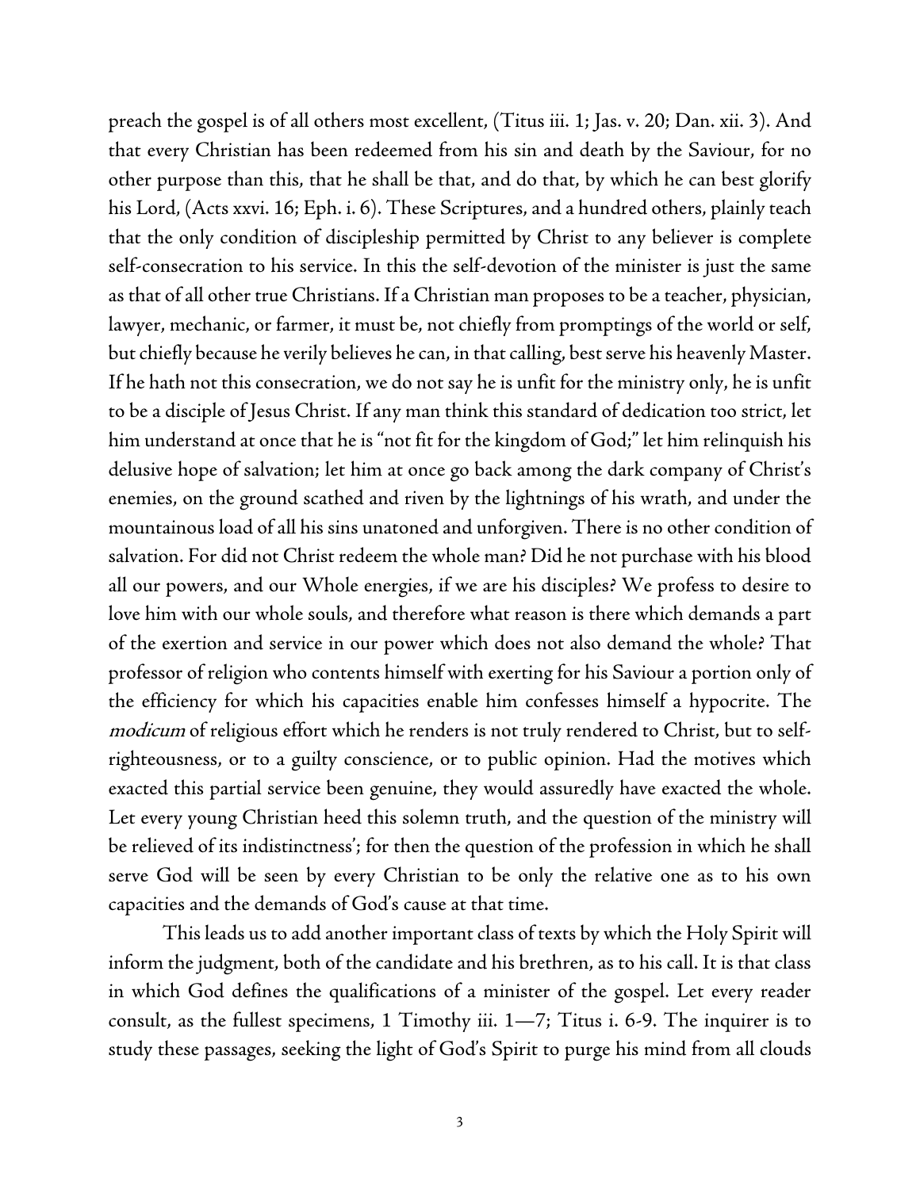preach the gospel is of all others most excellent, (Titus iii. 1; Jas. v. 20; Dan. xii. 3). And that every Christian has been redeemed from his sin and death by the Saviour, for no other purpose than this, that he shall be that, and do that, by which he can best glorify his Lord, (Acts xxvi. 16; Eph. i. 6). These Scriptures, and a hundred others, plainly teach that the only condition of discipleship permitted by Christ to any believer is complete self-consecration to his service. In this the self-devotion of the minister is just the same as that of all other true Christians. If a Christian man proposes to be a teacher, physician, lawyer, mechanic, or farmer, it must be, not chiefly from promptings of the world or self, but chiefly because he verily believes he can, in that calling, best serve his heavenly Master. If he hath not this consecration, we do not say he is unfit for the ministry only, he is unfit to be a disciple of Jesus Christ. If any man think this standard of dedication too strict, let him understand at once that he is "not fit for the kingdom of God;" let him relinquish his delusive hope of salvation; let him at once go back among the dark company of Christ's enemies, on the ground scathed and riven by the lightnings of his wrath, and under the mountainous load of all his sins unatoned and unforgiven. There is no other condition of salvation. For did not Christ redeem the whole man? Did he not purchase with his blood all our powers, and our Whole energies, if we are his disciples? We profess to desire to love him with our whole souls, and therefore what reason is there which demands a part of the exertion and service in our power which does not also demand the whole? That professor of religion who contents himself with exerting for his Saviour a portion only of the efficiency for which his capacities enable him confesses himself a hypocrite. The *modicum* of religious effort which he renders is not truly rendered to Christ, but to self-righteousness, or to a guilty conscience, or to public opinion. Had the motives which exacted this partial service been genuine, they would assuredly have exacted the whole. Let every young Christian heed this solemn truth, and the question of the ministry will be relieved of its indistinctness'; for then the question of the profession in which he shall serve God will be seen by every Christian to be only the relative one as to his own capacities and the demands of God's cause at that time.

This leads us to add another important class of texts by which the Holy Spirit will inform the judgment, both of the candidate and his brethren, as to his call. It is that class in which God defines the qualifications of a minister of the gospel. Let every reader consult, as the fullest specimens, 1 Timothy iii. 1—7; Titus i. 6-9. The inquirer is to study these passages, seeking the light of God's Spirit to purge his mind from all clouds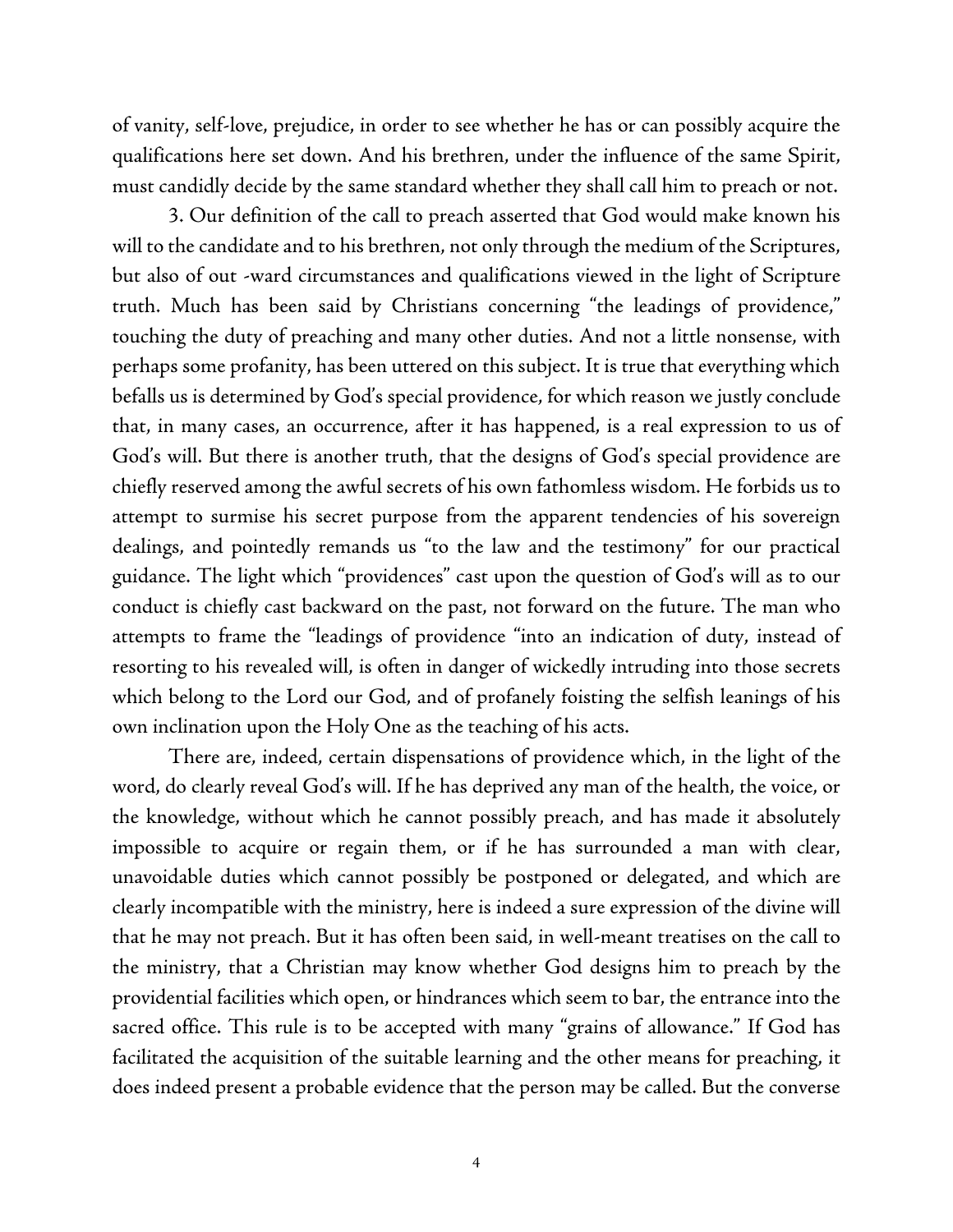of vanity, self-love, prejudice, in order to see whether he has or can possibly acquire the qualifications here set down. And his brethren, under the influence of the same Spirit, must candidly decide by the same standard whether they shall call him to preach or not.

3. Our definition of the call to preach asserted that God would make known his will to the candidate and to his brethren, not only through the medium of the Scriptures, but also of out -ward circumstances and qualifications viewed in the light of Scripture truth. Much has been said by Christians concerning "the leadings of providence," touching the duty of preaching and many other duties. And not a little nonsense, with perhaps some profanity, has been uttered on this subject. It is true that everything which befalls us is determined by God's special providence, for which reason we justly conclude that, in many cases, an occurrence, after it has happened, is a real expression to us of God's will. But there is another truth, that the designs of God's special providence are chiefly reserved among the awful secrets of his own fathomless wisdom. He forbids us to attempt to surmise his secret purpose from the apparent tendencies of his sovereign dealings, and pointedly remands us "to the law and the testimony" for our practical guidance. The light which "providences" cast upon the question of God's will as to our conduct is chiefly cast backward on the past, not forward on the future. The man who attempts to frame the "leadings of providence "into an indication of duty, instead of resorting to his revealed will, is often in danger of wickedly intruding into those secrets which belong to the Lord our God, and of profanely foisting the selfish leanings of his own inclination upon the Holy One as the teaching of his acts.

There are, indeed, certain dispensations of providence which, in the light of the word, do clearly reveal God's will. If he has deprived any man of the health, the voice, or the knowledge, without which he cannot possibly preach, and has made it absolutely impossible to acquire or regain them, or if he has surrounded a man with clear, unavoidable duties which cannot possibly be postponed or delegated, and which are clearly incompatible with the ministry, here is indeed a sure expression of the divine will that he may not preach. But it has often been said, in well-meant treatises on the call to the ministry, that a Christian may know whether God designs him to preach by the providential facilities which open, or hindrances which seem to bar, the entrance into the sacred office. This rule is to be accepted with many "grains of allowance." If God has facilitated the acquisition of the suitable learning and the other means for preaching, it does indeed present a probable evidence that the person may be called. But the converse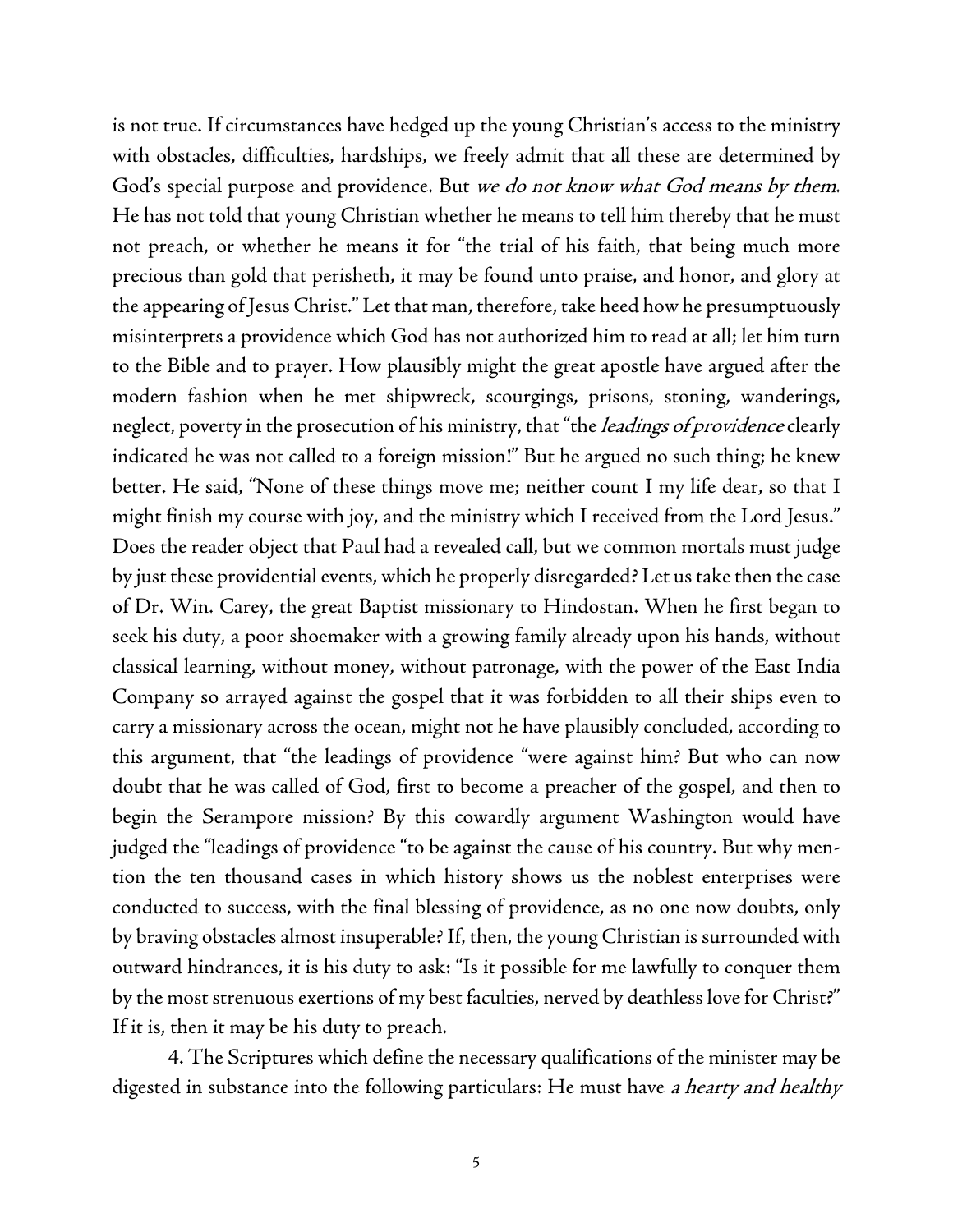is not true. If circumstances have hedged up the young Christian's access to the ministry with obstacles, difficulties, hardships, we freely admit that all these are determined by God's special purpose and providence. But *we do not know what God means by them*. He has not told that young Christian whether he means to tell him thereby that he must not preach, or whether he means it for "the trial of his faith, that being much more precious than gold that perisheth, it may be found unto praise, and honor, and glory at the appearing of Jesus Christ." Let that man, therefore, take heed how he presumptuously misinterprets a providence which God has not authorized him to read at all; let him turn to the Bible and to prayer. How plausibly might the great apostle have argued after the modern fashion when he met shipwreck, scourgings, prisons, stoning, wanderings, neglect, poverty in the prosecution of his ministry, that "the *leadings of providence* clearly indicated he was not called to a foreign mission!" But he argued no such thing; he knew better. He said, "None of these things move me; neither count I my life dear, so that I might finish my course with joy, and the ministry which I received from the Lord Jesus." Does the reader object that Paul had a revealed call, but we common mortals must judge by just these providential events, which he properly disregarded? Let us take then the case of Dr. Win. Carey, the great Baptist missionary to Hindostan. When he first began to seek his duty, a poor shoemaker with a growing family already upon his hands, without classical learning, without money, without patronage, with the power of the East India Company so arrayed against the gospel that it was forbidden to all their ships even to carry a missionary across the ocean, might not he have plausibly concluded, according to this argument, that "the leadings of providence "were against him? But who can now doubt that he was called of God, first to become a preacher of the gospel, and then to begin the Serampore mission? By this cowardly argument Washington would have judged the "leadings of providence "to be against the cause of his country. But why mention the ten thousand cases in which history shows us the noblest enterprises were conducted to success, with the final blessing of providence, as no one now doubts, only by braving obstacles almost insuperable? If, then, the young Christian is surrounded with outward hindrances, it is his duty to ask: "Is it possible for me lawfully to conquer them by the most strenuous exertions of my best faculties, nerved by deathless love for Christ?" If it is, then it may be his duty to preach.

4. The Scriptures which define the necessary qualifications of the minister may be digested in substance into the following particulars: He must have *a hearty and healthy*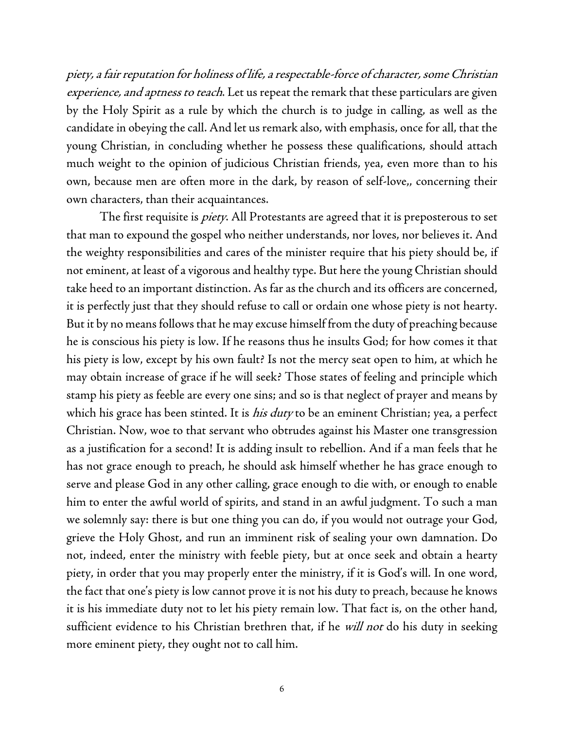*piety, a fair reputation for holiness of life, a respectable-force of character, some Christian experience, and aptness to teach*. Let us repeat the remark that these particulars are given by the Holy Spirit as a rule by which the church is to judge in calling, as well as the candidate in obeying the call. And let us remark also, with emphasis, once for all, that the young Christian, in concluding whether he possess these qualifications, should attach much weight to the opinion of judicious Christian friends, yea, even more than to his own, because men are often more in the dark, by reason of self-love,, concerning their own characters, than their acquaintances.

The first requisite is *piety*. All Protestants are agreed that it is preposterous to set that man to expound the gospel who neither understands, nor loves, nor believes it. And the weighty responsibilities and cares of the minister require that his piety should be, if not eminent, at least of a vigorous and healthy type. But here the young Christian should take heed to an important distinction. As far as the church and its officers are concerned, it is perfectly just that they should refuse to call or ordain one whose piety is not hearty. But it by no means follows that he may excuse himself from the duty of preaching because he is conscious his piety is low. If he reasons thus he insults God; for how comes it that his piety is low, except by his own fault? Is not the mercy seat open to him, at which he may obtain increase of grace if he will seek? Those states of feeling and principle which stamp his piety as feeble are every one sins; and so is that neglect of prayer and means by which his grace has been stinted. It is *his duty* to be an eminent Christian; yea, a perfect Christian. Now, woe to that servant who obtrudes against his Master one transgression as a justification for a second! It is adding insult to rebellion. And if a man feels that he has not grace enough to preach, he should ask himself whether he has grace enough to serve and please God in any other calling, grace enough to die with, or enough to enable him to enter the awful world of spirits, and stand in an awful judgment. To such a man we solemnly say: there is but one thing you can do, if you would not outrage your God, grieve the Holy Ghost, and run an imminent risk of sealing your own damnation. Do not, indeed, enter the ministry with feeble piety, but at once seek and obtain a hearty piety, in order that you may properly enter the ministry, if it is God's will. In one word, the fact that one's piety is low cannot prove it is not his duty to preach, because he knows it is his immediate duty not to let his piety remain low. That fact is, on the other hand, sufficient evidence to his Christian brethren that, if he *will not* do his duty in seeking more eminent piety, they ought not to call him.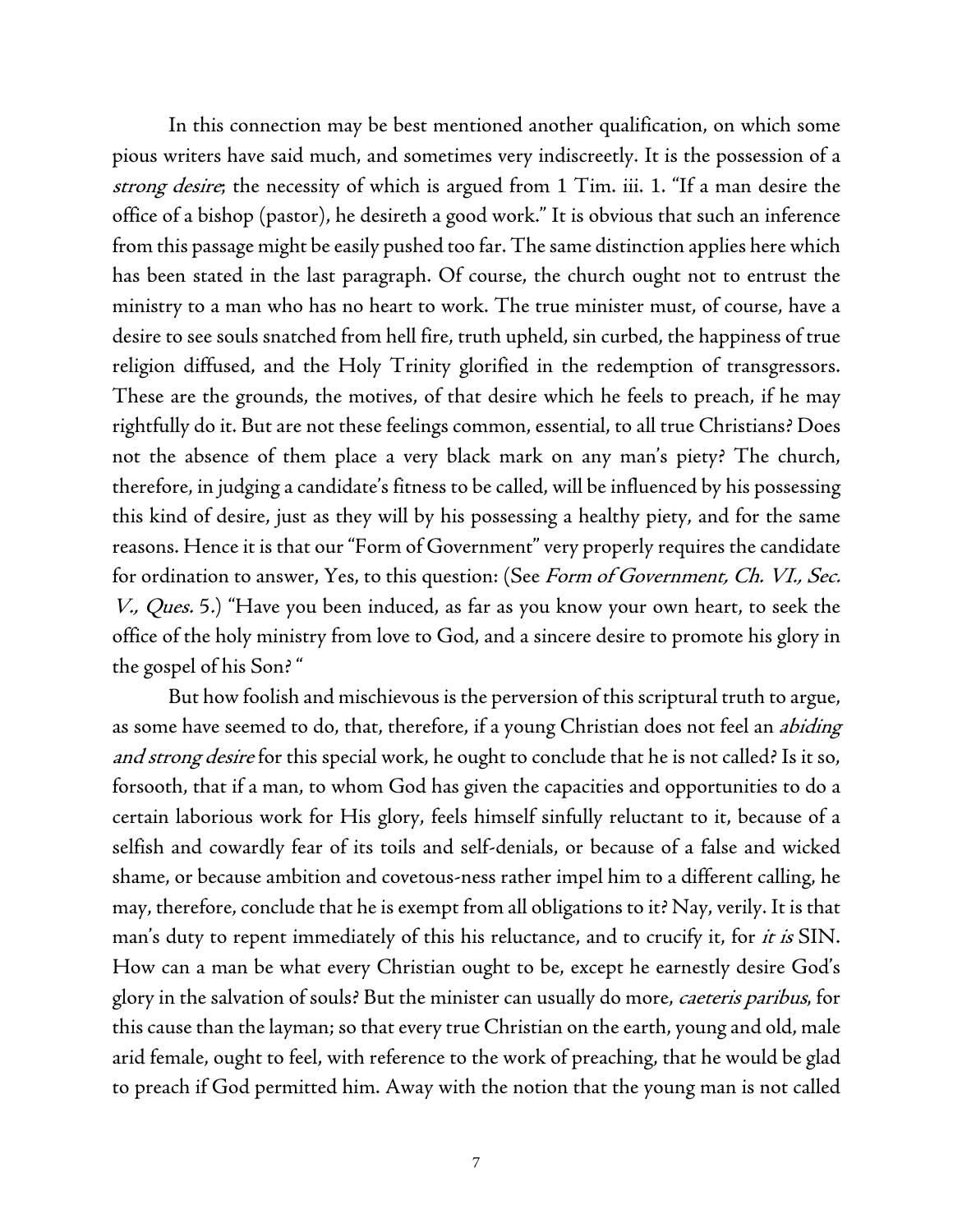In this connection may be best mentioned another qualification, on which some pious writers have said much, and sometimes very indiscreetly. It is the possession of a *strong desire*; the necessity of which is argued from 1 Tim. iii. 1. "If a man desire the office of a bishop (pastor), he desireth a good work." It is obvious that such an inference from this passage might be easily pushed too far. The same distinction applies here which has been stated in the last paragraph. Of course, the church ought not to entrust the ministry to a man who has no heart to work. The true minister must, of course, have a desire to see souls snatched from hell fire, truth upheld, sin curbed, the happiness of true religion diffused, and the Holy Trinity glorified in the redemption of transgressors. These are the grounds, the motives, of that desire which he feels to preach, if he may rightfully do it. But are not these feelings common, essential, to all true Christians? Does not the absence of them place a very black mark on any man's piety? The church, therefore, in judging a candidate's fitness to be called, will be influenced by his possessing this kind of desire, just as they will by his possessing a healthy piety, and for the same reasons. Hence it is that our "Form of Government" very properly requires the candidate for ordination to answer, Yes, to this question: (See *Form of Government, Ch. VI., Sec. V., Ques.* 5.) "Have you been induced, as far as you know your own heart, to seek the office of the holy ministry from love to God, and a sincere desire to promote his glory in the gospel of his Son? "

But how foolish and mischievous is the perversion of this scriptural truth to argue, as some have seemed to do, that, therefore, if a young Christian does not feel an *abiding and strong desire* for this special work, he ought to conclude that he is not called? Is it so, forsooth, that if a man, to whom God has given the capacities and opportunities to do a certain laborious work for His glory, feels himself sinfully reluctant to it, because of a selfish and cowardly fear of its toils and self-denials, or because of a false and wicked shame, or because ambition and covetous-ness rather impel him to a different calling, he may, therefore, conclude that he is exempt from all obligations to it? Nay, verily. It is that man's duty to repent immediately of this his reluctance, and to crucify it, for *it is* SIN. How can a man be what every Christian ought to be, except he earnestly desire God's glory in the salvation of souls? But the minister can usually do more, *caeteris paribus*, for this cause than the layman; so that every true Christian on the earth, young and old, male arid female, ought to feel, with reference to the work of preaching, that he would be glad to preach if God permitted him. Away with the notion that the young man is not called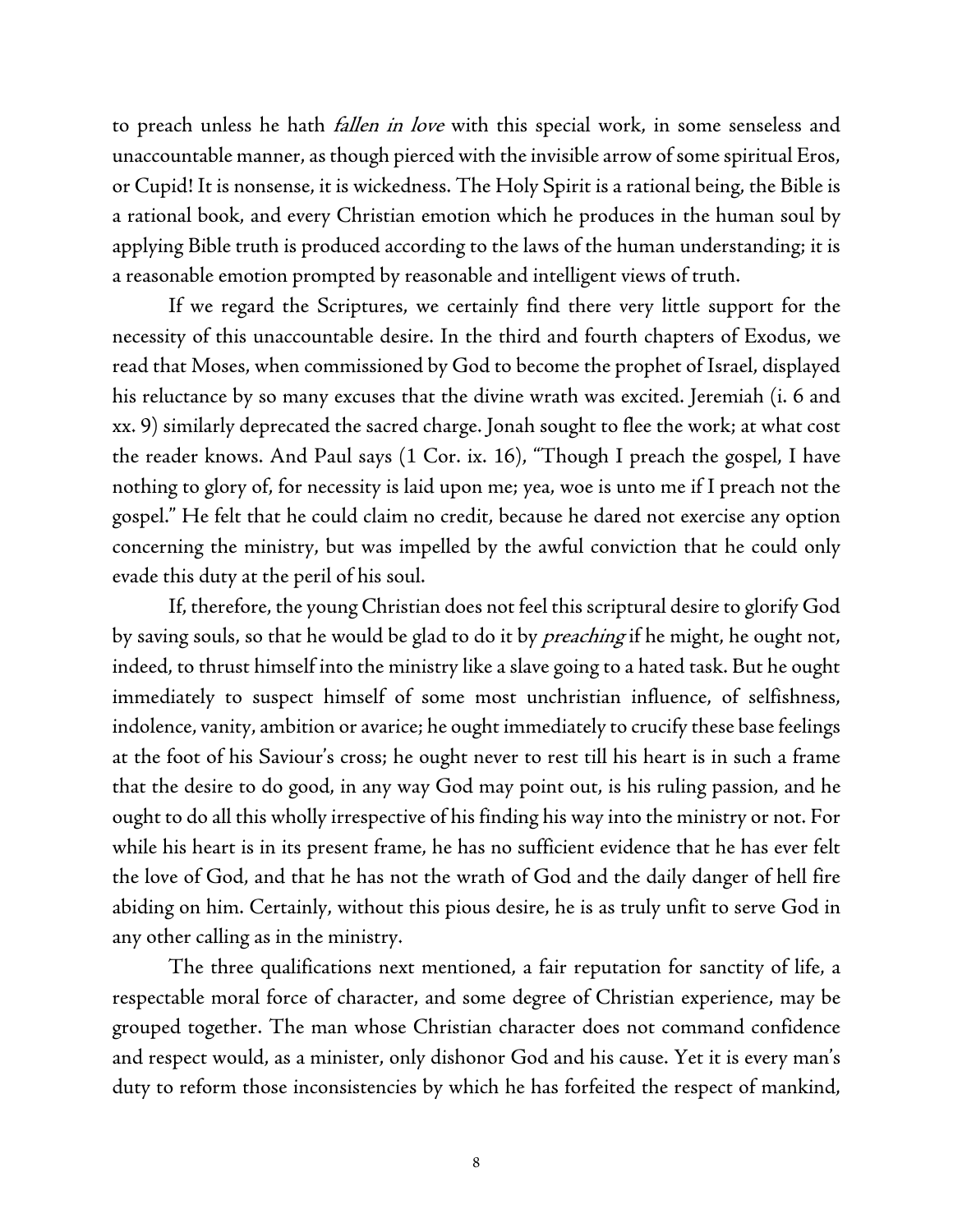to preach unless he hath *fallen in love* with this special work, in some senseless and unaccountable manner, as though pierced with the invisible arrow of some spiritual Eros, or Cupid! It is nonsense, it is wickedness. The Holy Spirit is a rational being, the Bible is a rational book, and every Christian emotion which he produces in the human soul by applying Bible truth is produced according to the laws of the human understanding; it is a reasonable emotion prompted by reasonable and intelligent views of truth.

If we regard the Scriptures, we certainly find there very little support for the necessity of this unaccountable desire. In the third and fourth chapters of Exodus, we read that Moses, when commissioned by God to become the prophet of Israel, displayed his reluctance by so many excuses that the divine wrath was excited. Jeremiah (i. 6 and xx. 9) similarly deprecated the sacred charge. Jonah sought to flee the work; at what cost the reader knows. And Paul says (1 Cor. ix. 16), "Though I preach the gospel, I have nothing to glory of, for necessity is laid upon me; yea, woe is unto me if I preach not the gospel." He felt that he could claim no credit, because he dared not exercise any option concerning the ministry, but was impelled by the awful conviction that he could only evade this duty at the peril of his soul.

If, therefore, the young Christian does not feel this scriptural desire to glorify God by saving souls, so that he would be glad to do it by *preaching* if he might, he ought not, indeed, to thrust himself into the ministry like a slave going to a hated task. But he ought immediately to suspect himself of some most unchristian influence, of selfishness, indolence, vanity, ambition or avarice; he ought immediately to crucify these base feelings at the foot of his Saviour's cross; he ought never to rest till his heart is in such a frame that the desire to do good, in any way God may point out, is his ruling passion, and he ought to do all this wholly irrespective of his finding his way into the ministry or not. For while his heart is in its present frame, he has no sufficient evidence that he has ever felt the love of God, and that he has not the wrath of God and the daily danger of hell fire abiding on him. Certainly, without this pious desire, he is as truly unfit to serve God in any other calling as in the ministry.

The three qualifications next mentioned, a fair reputation for sanctity of life, a respectable moral force of character, and some degree of Christian experience, may be grouped together. The man whose Christian character does not command confidence and respect would, as a minister, only dishonor God and his cause. Yet it is every man's duty to reform those inconsistencies by which he has forfeited the respect of mankind,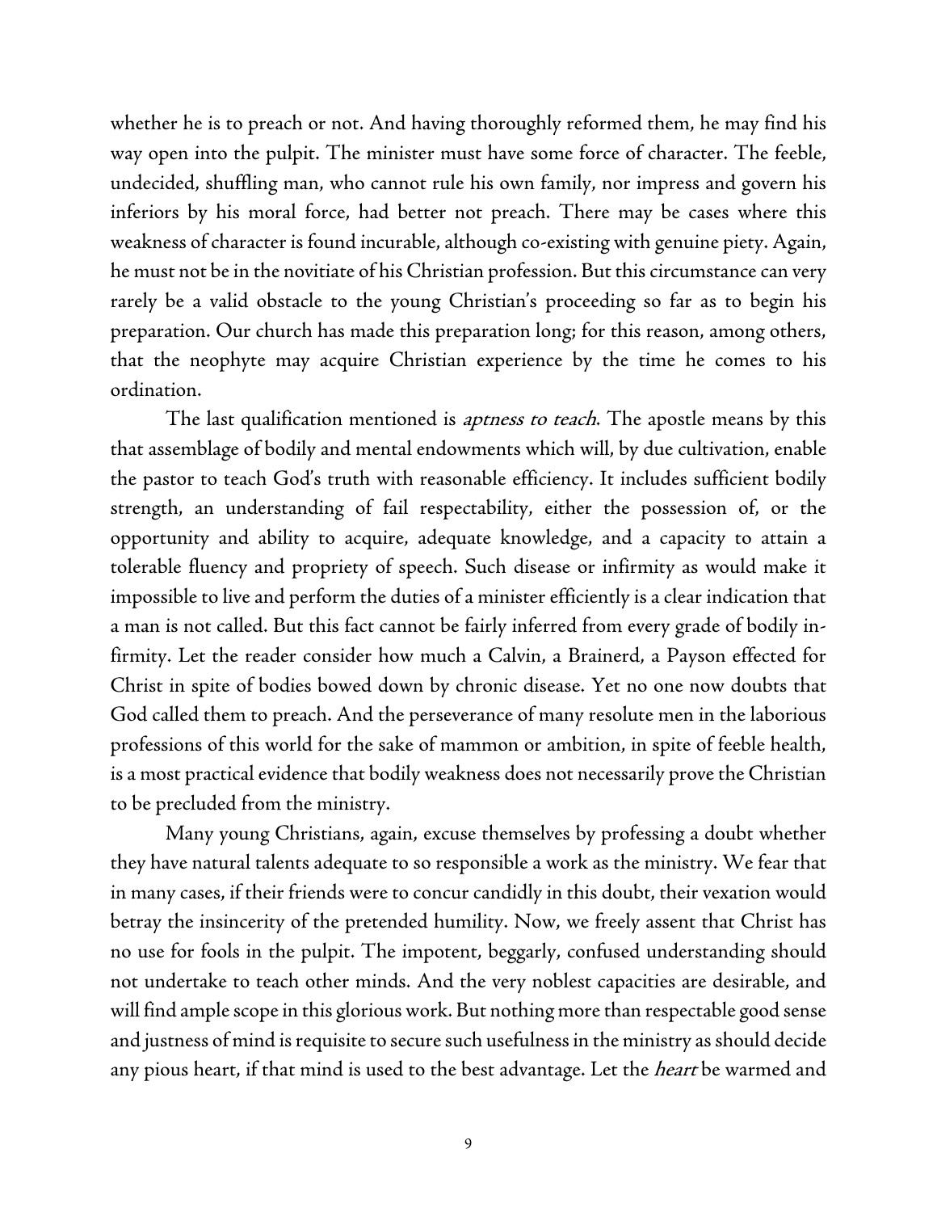whether he is to preach or not. And having thoroughly reformed them, he may find his way open into the pulpit. The minister must have some force of character. The feeble, undecided, shuffling man, who cannot rule his own family, nor impress and govern his inferiors by his moral force, had better not preach. There may be cases where this weakness of character is found incurable, although co-existing with genuine piety. Again, he must not be in the novitiate of his Christian profession. But this circumstance can very rarely be a valid obstacle to the young Christian's proceeding so far as to begin his preparation. Our church has made this preparation long; for this reason, among others, that the neophyte may acquire Christian experience by the time he comes to his ordination.

The last qualification mentioned is *aptness to teach*. The apostle means by this that assemblage of bodily and mental endowments which will, by due cultivation, enable the pastor to teach God's truth with reasonable efficiency. It includes sufficient bodily strength, an understanding of fail respectability, either the possession of, or the opportunity and ability to acquire, adequate knowledge, and a capacity to attain a tolerable fluency and propriety of speech. Such disease or infirmity as would make it impossible to live and perform the duties of a minister efficiently is a clear indication that a man is not called. But this fact cannot be fairly inferred from every grade of bodily infirmity. Let the reader consider how much a Calvin, a Brainerd, a Payson effected for Christ in spite of bodies bowed down by chronic disease. Yet no one now doubts that God called them to preach. And the perseverance of many resolute men in the laborious professions of this world for the sake of mammon or ambition, in spite of feeble health, is a most practical evidence that bodily weakness does not necessarily prove the Christian to be precluded from the ministry.

Many young Christians, again, excuse themselves by professing a doubt whether they have natural talents adequate to so responsible a work as the ministry. We fear that in many cases, if their friends were to concur candidly in this doubt, their vexation would betray the insincerity of the pretended humility. Now, we freely assent that Christ has no use for fools in the pulpit. The impotent, beggarly, confused understanding should not undertake to teach other minds. And the very noblest capacities are desirable, and will find ample scope in this glorious work. But nothing more than respectable good sense and justness of mind is requisite to secure such usefulness in the ministry as should decide any pious heart, if that mind is used to the best advantage. Let the *heart* be warmed and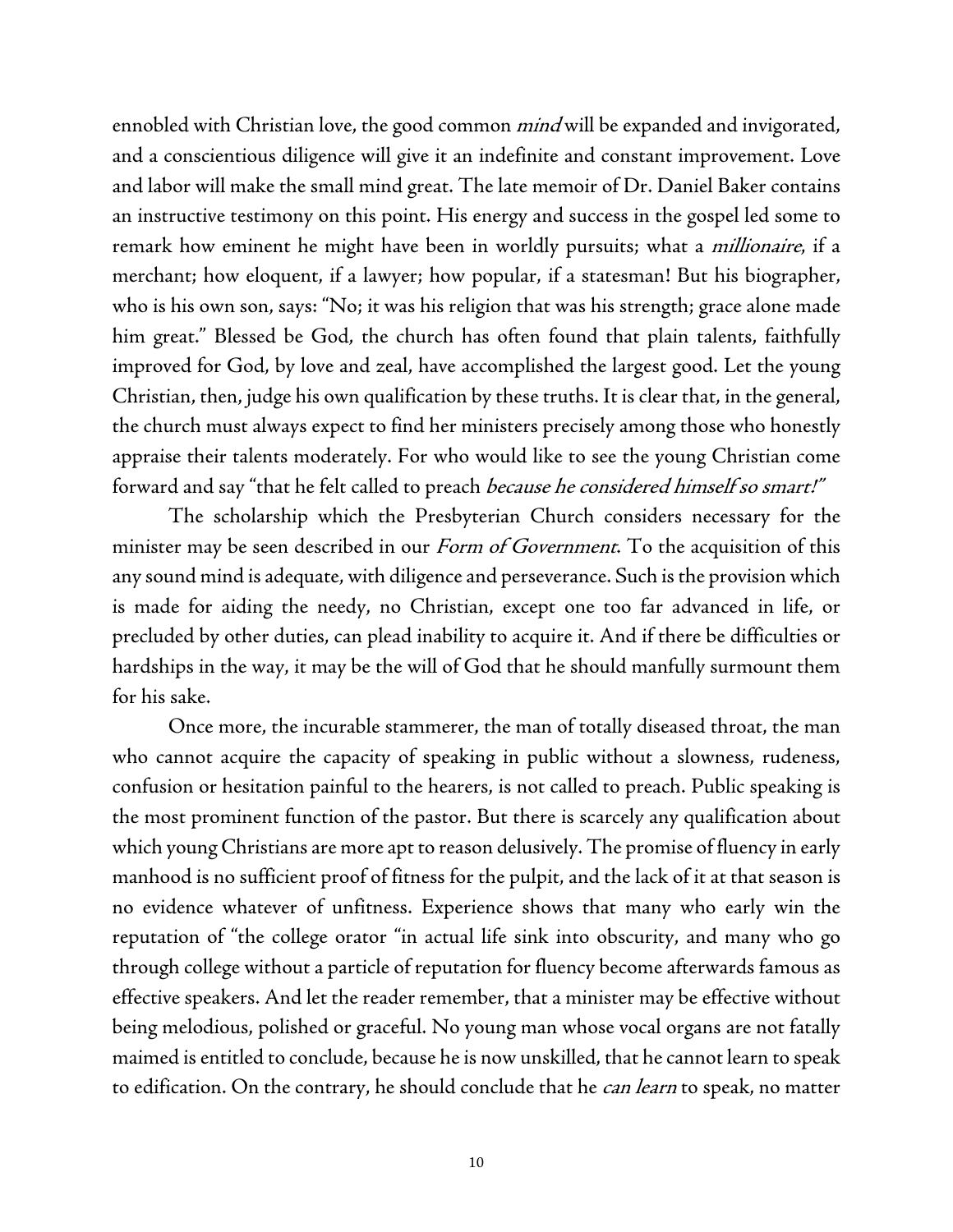ennobled with Christian love, the good common *mind* will be expanded and invigorated, and a conscientious diligence will give it an indefinite and constant improvement. Love and labor will make the small mind great. The late memoir of Dr. Daniel Baker contains an instructive testimony on this point. His energy and success in the gospel led some to remark how eminent he might have been in worldly pursuits; what a *millionaire*, if a merchant; how eloquent, if a lawyer; how popular, if a statesman! But his biographer, who is his own son, says: "No; it was his religion that was his strength; grace alone made him great." Blessed be God, the church has often found that plain talents, faithfully improved for God, by love and zeal, have accomplished the largest good. Let the young Christian, then, judge his own qualification by these truths. It is clear that, in the general, the church must always expect to find her ministers precisely among those who honestly appraise their talents moderately. For who would like to see the young Christian come forward and say "that he felt called to preach *because he considered himself so smart!"*

The scholarship which the Presbyterian Church considers necessary for the minister may be seen described in our *Form of Government*. To the acquisition of this any sound mind is adequate, with diligence and perseverance. Such is the provision which is made for aiding the needy, no Christian, except one too far advanced in life, or precluded by other duties, can plead inability to acquire it. And if there be difficulties or hardships in the way, it may be the will of God that he should manfully surmount them for his sake.

Once more, the incurable stammerer, the man of totally diseased throat, the man who cannot acquire the capacity of speaking in public without a slowness, rudeness, confusion or hesitation painful to the hearers, is not called to preach. Public speaking is the most prominent function of the pastor. But there is scarcely any qualification about which young Christians are more apt to reason delusively. The promise of fluency in early manhood is no sufficient proof of fitness for the pulpit, and the lack of it at that season is no evidence whatever of unfitness. Experience shows that many who early win the reputation of "the college orator "in actual life sink into obscurity, and many who go through college without a particle of reputation for fluency become afterwards famous as effective speakers. And let the reader remember, that a minister may be effective without being melodious, polished or graceful. No young man whose vocal organs are not fatally maimed is entitled to conclude, because he is now unskilled, that he cannot learn to speak to edification. On the contrary, he should conclude that he *can learn* to speak, no matter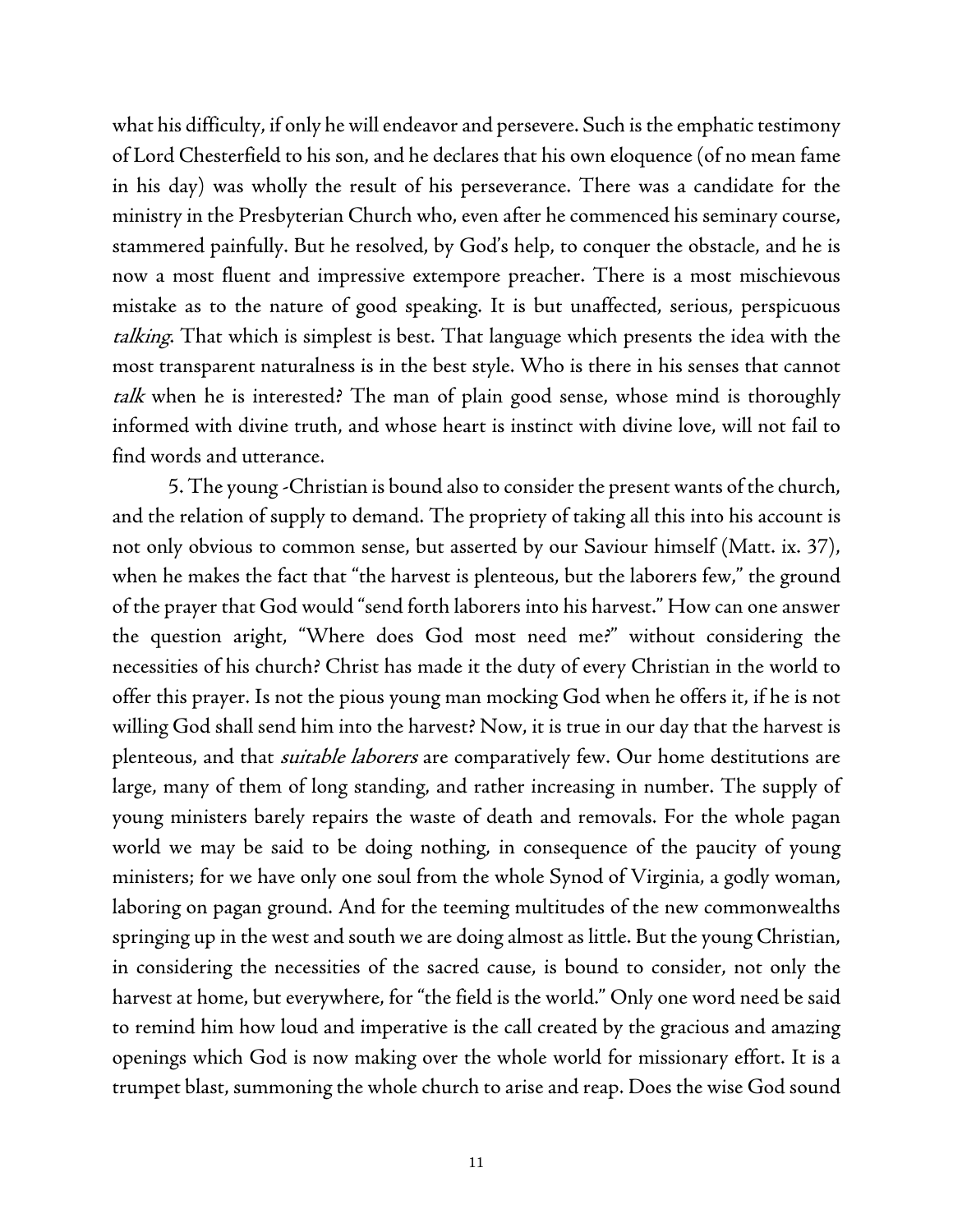what his difficulty, if only he will endeavor and persevere. Such is the emphatic testimony of Lord Chesterfield to his son, and he declares that his own eloquence (of no mean fame in his day) was wholly the result of his perseverance. There was a candidate for the ministry in the Presbyterian Church who, even after he commenced his seminary course, stammered painfully. But he resolved, by God's help, to conquer the obstacle, and he is now a most fluent and impressive extempore preacher. There is a most mischievous mistake as to the nature of good speaking. It is but unaffected, serious, perspicuous *talking*. That which is simplest is best. That language which presents the idea with the most transparent naturalness is in the best style. Who is there in his senses that cannot *talk* when he is interested? The man of plain good sense, whose mind is thoroughly informed with divine truth, and whose heart is instinct with divine love, will not fail to find words and utterance.

5. The young -Christian is bound also to consider the present wants of the church, and the relation of supply to demand. The propriety of taking all this into his account is not only obvious to common sense, but asserted by our Saviour himself (Matt. ix. 37), when he makes the fact that "the harvest is plenteous, but the laborers few," the ground of the prayer that God would "send forth laborers into his harvest." How can one answer the question aright, "Where does God most need me?" without considering the necessities of his church? Christ has made it the duty of every Christian in the world to offer this prayer. Is not the pious young man mocking God when he offers it, if he is not willing God shall send him into the harvest? Now, it is true in our day that the harvest is plenteous, and that *suitable laborers* are comparatively few. Our home destitutions are large, many of them of long standing, and rather increasing in number. The supply of young ministers barely repairs the waste of death and removals. For the whole pagan world we may be said to be doing nothing, in consequence of the paucity of young ministers; for we have only one soul from the whole Synod of Virginia, a godly woman, laboring on pagan ground. And for the teeming multitudes of the new commonwealths springing up in the west and south we are doing almost as little. But the young Christian, in considering the necessities of the sacred cause, is bound to consider, not only the harvest at home, but everywhere, for "the field is the world." Only one word need be said to remind him how loud and imperative is the call created by the gracious and amazing openings which God is now making over the whole world for missionary effort. It is a trumpet blast, summoning the whole church to arise and reap. Does the wise God sound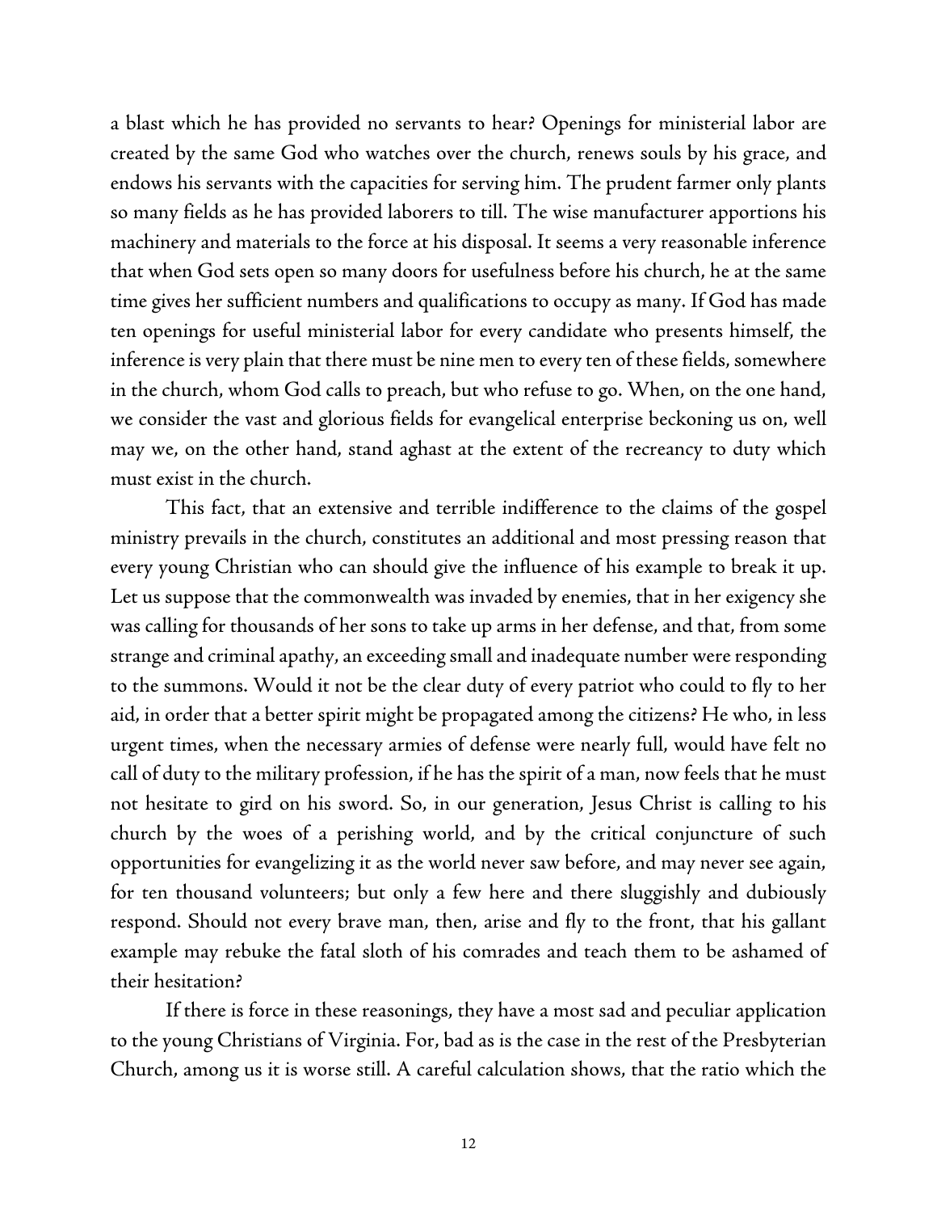a blast which he has provided no servants to hear? Openings for ministerial labor are created by the same God who watches over the church, renews souls by his grace, and endows his servants with the capacities for serving him. The prudent farmer only plants so many fields as he has provided laborers to till. The wise manufacturer apportions his machinery and materials to the force at his disposal. It seems a very reasonable inference that when God sets open so many doors for usefulness before his church, he at the same time gives her sufficient numbers and qualifications to occupy as many. If God has made ten openings for useful ministerial labor for every candidate who presents himself, the inference is very plain that there must be nine men to every ten of these fields, somewhere in the church, whom God calls to preach, but who refuse to go. When, on the one hand, we consider the vast and glorious fields for evangelical enterprise beckoning us on, well may we, on the other hand, stand aghast at the extent of the recreancy to duty which must exist in the church.

This fact, that an extensive and terrible indifference to the claims of the gospel ministry prevails in the church, constitutes an additional and most pressing reason that every young Christian who can should give the influence of his example to break it up. Let us suppose that the commonwealth was invaded by enemies, that in her exigency she was calling for thousands of her sons to take up arms in her defense, and that, from some strange and criminal apathy, an exceeding small and inadequate number were responding to the summons. Would it not be the clear duty of every patriot who could to fly to her aid, in order that a better spirit might be propagated among the citizens? He who, in less urgent times, when the necessary armies of defense were nearly full, would have felt no call of duty to the military profession, if he has the spirit of a man, now feels that he must not hesitate to gird on his sword. So, in our generation, Jesus Christ is calling to his church by the woes of a perishing world, and by the critical conjuncture of such opportunities for evangelizing it as the world never saw before, and may never see again, for ten thousand volunteers; but only a few here and there sluggishly and dubiously respond. Should not every brave man, then, arise and fly to the front, that his gallant example may rebuke the fatal sloth of his comrades and teach them to be ashamed of their hesitation?

If there is force in these reasonings, they have a most sad and peculiar application to the young Christians of Virginia. For, bad as is the case in the rest of the Presbyterian Church, among us it is worse still. A careful calculation shows, that the ratio which the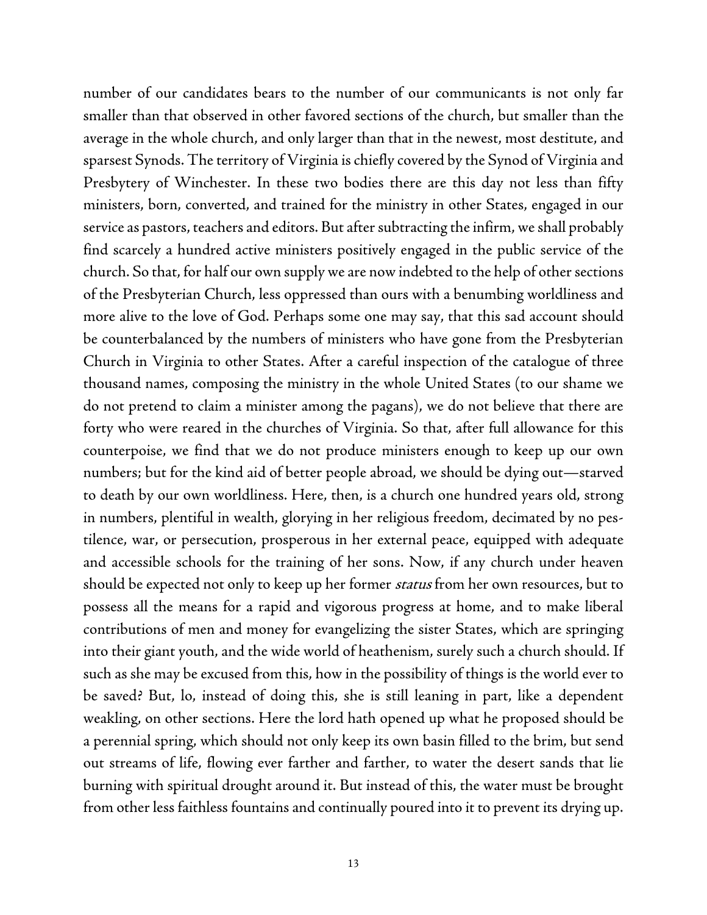number of our candidates bears to the number of our communicants is not only far smaller than that observed in other favored sections of the church, but smaller than the average in the whole church, and only larger than that in the newest, most destitute, and sparsest Synods. The territory of Virginia is chiefly covered by the Synod of Virginia and Presbytery of Winchester. In these two bodies there are this day not less than fifty ministers, born, converted, and trained for the ministry in other States, engaged in our service as pastors, teachers and editors. But after subtracting the infirm, we shall probably find scarcely a hundred active ministers positively engaged in the public service of the church. So that, for half our own supply we are now indebted to the help of other sections of the Presbyterian Church, less oppressed than ours with a benumbing worldliness and more alive to the love of God. Perhaps some one may say, that this sad account should be counterbalanced by the numbers of ministers who have gone from the Presbyterian Church in Virginia to other States. After a careful inspection of the catalogue of three thousand names, composing the ministry in the whole United States (to our shame we do not pretend to claim a minister among the pagans), we do not believe that there are forty who were reared in the churches of Virginia. So that, after full allowance for this counterpoise, we find that we do not produce ministers enough to keep up our own numbers; but for the kind aid of better people abroad, we should be dying out—starved to death by our own worldliness. Here, then, is a church one hundred years old, strong in numbers, plentiful in wealth, glorying in her religious freedom, decimated by no pestilence, war, or persecution, prosperous in her external peace, equipped with adequate and accessible schools for the training of her sons. Now, if any church under heaven should be expected not only to keep up her former *status* from her own resources, but to possess all the means for a rapid and vigorous progress at home, and to make liberal contributions of men and money for evangelizing the sister States, which are springing into their giant youth, and the wide world of heathenism, surely such a church should. If such as she may be excused from this, how in the possibility of things is the world ever to be saved? But, lo, instead of doing this, she is still leaning in part, like a dependent weakling, on other sections. Here the lord hath opened up what he proposed should be a perennial spring, which should not only keep its own basin filled to the brim, but send out streams of life, flowing ever farther and farther, to water the desert sands that lie burning with spiritual drought around it. But instead of this, the water must be brought from other less faithless fountains and continually poured into it to prevent its drying up.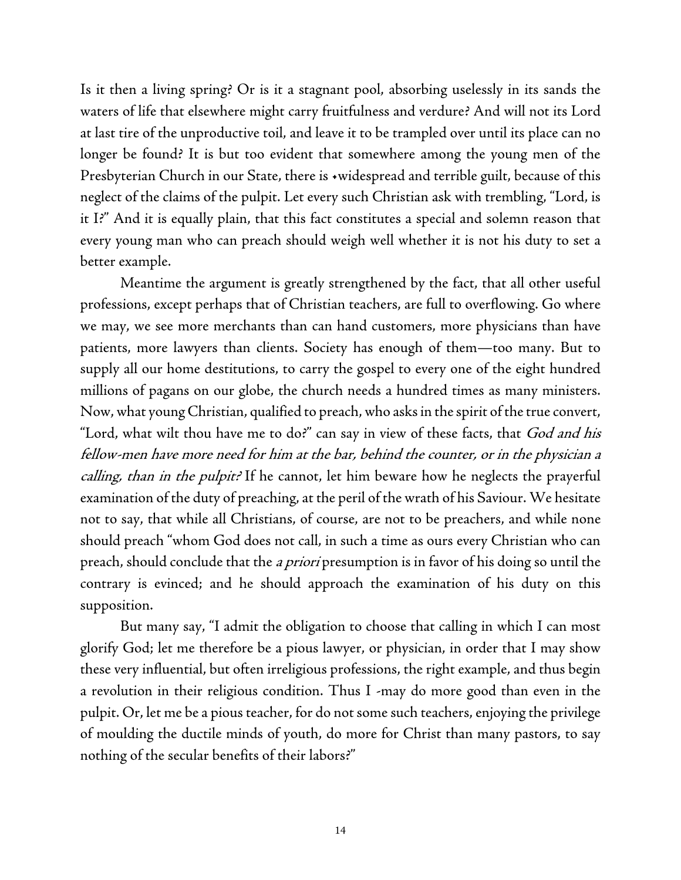Is it then a living spring? Or is it a stagnant pool, absorbing uselessly in its sands the waters of life that elsewhere might carry fruitfulness and verdure? And will not its Lord at last tire of the unproductive toil, and leave it to be trampled over until its place can no longer be found? It is but too evident that somewhere among the young men of the Presbyterian Church in our State, there is •widespread and terrible guilt, because of this neglect of the claims of the pulpit. Let every such Christian ask with trembling, "Lord, is it I?" And it is equally plain, that this fact constitutes a special and solemn reason that every young man who can preach should weigh well whether it is not his duty to set a better example.

Meantime the argument is greatly strengthened by the fact, that all other useful professions, except perhaps that of Christian teachers, are full to overflowing. Go where we may, we see more merchants than can hand customers, more physicians than have patients, more lawyers than clients. Society has enough of them—too many. But to supply all our home destitutions, to carry the gospel to every one of the eight hundred millions of pagans on our globe, the church needs a hundred times as many ministers. Now, what young Christian, qualified to preach, who asks in the spirit of the true convert, "Lord, what wilt thou have me to do?" can say in view of these facts, that *God and his fellow-men have more need for him at the bar, behind the counter, or in the physician a calling, than in the pulpit?* If he cannot, let him beware how he neglects the prayerful examination of the duty of preaching, at the peril of the wrath of his Saviour. We hesitate not to say, that while all Christians, of course, are not to be preachers, and while none should preach "whom God does not call, in such a time as ours every Christian who can preach, should conclude that the *a priori* presumption is in favor of his doing so until the contrary is evinced; and he should approach the examination of his duty on this supposition.

But many say, "I admit the obligation to choose that calling in which I can most glorify God; let me therefore be a pious lawyer, or physician, in order that I may show these very influential, but often irreligious professions, the right example, and thus begin a revolution in their religious condition. Thus I -may do more good than even in the pulpit. Or, let me be a pious teacher, for do not some such teachers, enjoying the privilege of moulding the ductile minds of youth, do more for Christ than many pastors, to say nothing of the secular benefits of their labors?"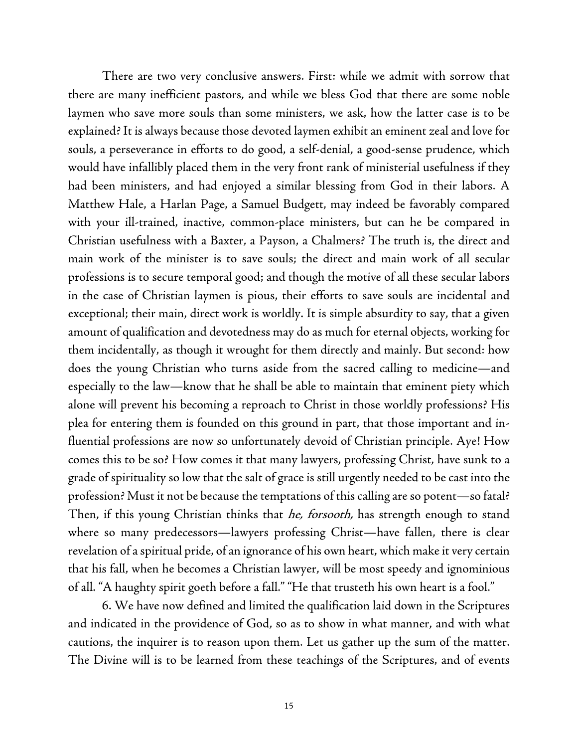There are two very conclusive answers. First: while we admit with sorrow that there are many inefficient pastors, and while we bless God that there are some noble laymen who save more souls than some ministers, we ask, how the latter case is to be explained? It is always because those devoted laymen exhibit an eminent zeal and love for souls, a perseverance in efforts to do good, a self-denial, a good-sense prudence, which would have infallibly placed them in the very front rank of ministerial usefulness if they had been ministers, and had enjoyed a similar blessing from God in their labors. A Matthew Hale, a Harlan Page, a Samuel Budgett, may indeed be favorably compared with your ill-trained, inactive, common-place ministers, but can he be compared in Christian usefulness with a Baxter, a Payson, a Chalmers? The truth is, the direct and main work of the minister is to save souls; the direct and main work of all secular professions is to secure temporal good; and though the motive of all these secular labors in the case of Christian laymen is pious, their efforts to save souls are incidental and exceptional; their main, direct work is worldly. It is simple absurdity to say, that a given amount of qualification and devotedness may do as much for eternal objects, working for them incidentally, as though it wrought for them directly and mainly. But second: how does the young Christian who turns aside from the sacred calling to medicine—and especially to the law—know that he shall be able to maintain that eminent piety which alone will prevent his becoming a reproach to Christ in those worldly professions? His plea for entering them is founded on this ground in part, that those important and influential professions are now so unfortunately devoid of Christian principle. Aye! How comes this to be so? How comes it that many lawyers, professing Christ, have sunk to a grade of spirituality so low that the salt of grace is still urgently needed to be cast into the profession? Must it not be because the temptations of this calling are so potent—so fatal? Then, if this young Christian thinks that *he, forsooth,* has strength enough to stand where so many predecessors—lawyers professing Christ—have fallen, there is clear revelation of a spiritual pride, of an ignorance of his own heart, which make it very certain that his fall, when he becomes a Christian lawyer, will be most speedy and ignominious of all. "A haughty spirit goeth before a fall." "He that trusteth his own heart is a fool."

6. We have now defined and limited the qualification laid down in the Scriptures and indicated in the providence of God, so as to show in what manner, and with what cautions, the inquirer is to reason upon them. Let us gather up the sum of the matter. The Divine will is to be learned from these teachings of the Scriptures, and of events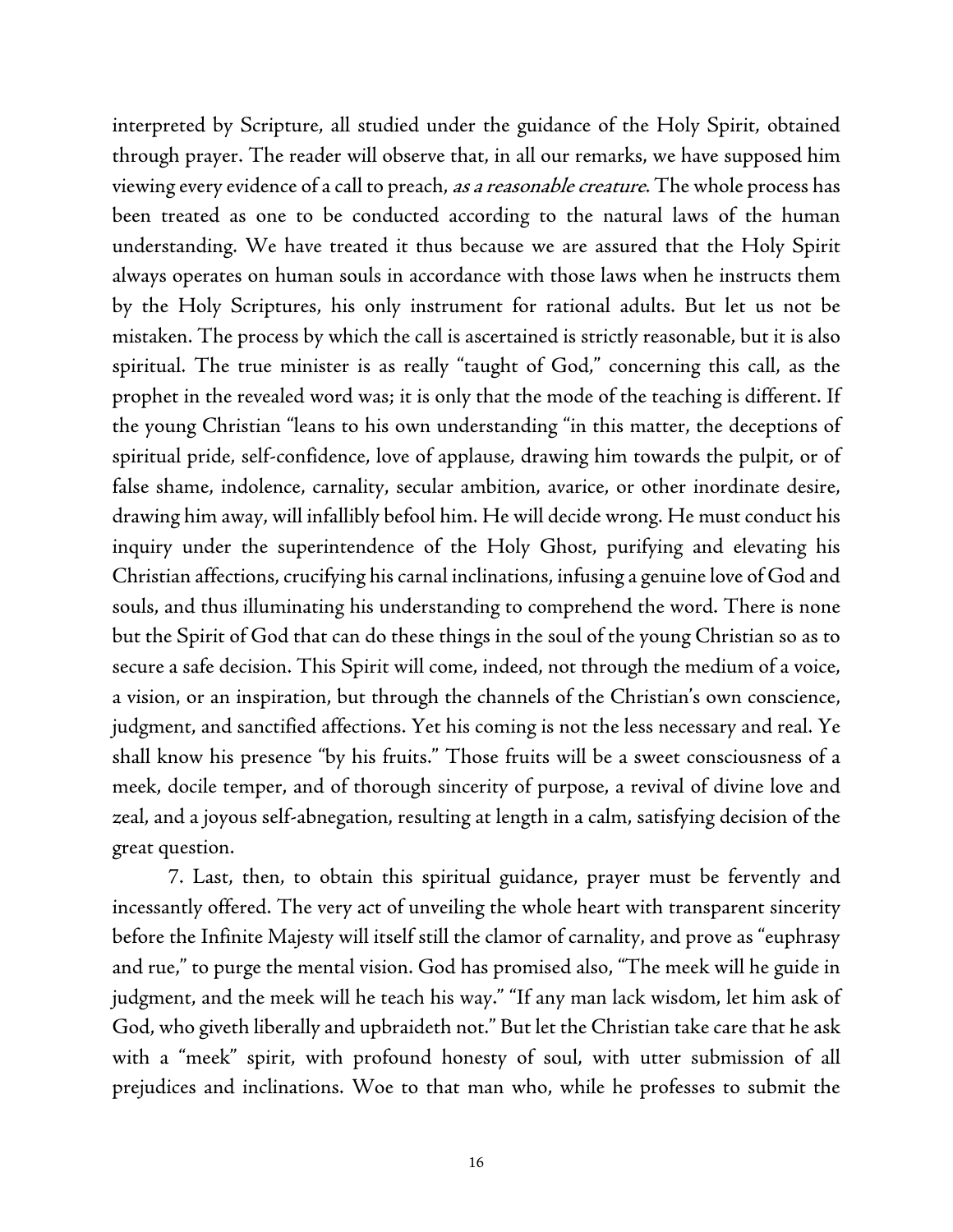interpreted by Scripture, all studied under the guidance of the Holy Spirit, obtained through prayer. The reader will observe that, in all our remarks, we have supposed him viewing every evidence of a call to preach, *as a reasonable creature*. The whole process has been treated as one to be conducted according to the natural laws of the human understanding. We have treated it thus because we are assured that the Holy Spirit always operates on human souls in accordance with those laws when he instructs them by the Holy Scriptures, his only instrument for rational adults. But let us not be mistaken. The process by which the call is ascertained is strictly reasonable, but it is also spiritual. The true minister is as really "taught of God," concerning this call, as the prophet in the revealed word was; it is only that the mode of the teaching is different. If the young Christian "leans to his own understanding "in this matter, the deceptions of spiritual pride, self-confidence, love of applause, drawing him towards the pulpit, or of false shame, indolence, carnality, secular ambition, avarice, or other inordinate desire, drawing him away, will infallibly befool him. He will decide wrong. He must conduct his inquiry under the superintendence of the Holy Ghost, purifying and elevating his Christian affections, crucifying his carnal inclinations, infusing a genuine love of God and souls, and thus illuminating his understanding to comprehend the word. There is none but the Spirit of God that can do these things in the soul of the young Christian so as to secure a safe decision. This Spirit will come, indeed, not through the medium of a voice, a vision, or an inspiration, but through the channels of the Christian's own conscience, judgment, and sanctified affections. Yet his coming is not the less necessary and real. Ye shall know his presence "by his fruits." Those fruits will be a sweet consciousness of a meek, docile temper, and of thorough sincerity of purpose, a revival of divine love and zeal, and a joyous self-abnegation, resulting at length in a calm, satisfying decision of the great question.

7. Last, then, to obtain this spiritual guidance, prayer must be fervently and incessantly offered. The very act of unveiling the whole heart with transparent sincerity before the Infinite Majesty will itself still the clamor of carnality, and prove as "euphrasy and rue," to purge the mental vision. God has promised also, "The meek will he guide in judgment, and the meek will he teach his way." "If any man lack wisdom, let him ask of God, who giveth liberally and upbraideth not." But let the Christian take care that he ask with a "meek" spirit, with profound honesty of soul, with utter submission of all prejudices and inclinations. Woe to that man who, while he professes to submit the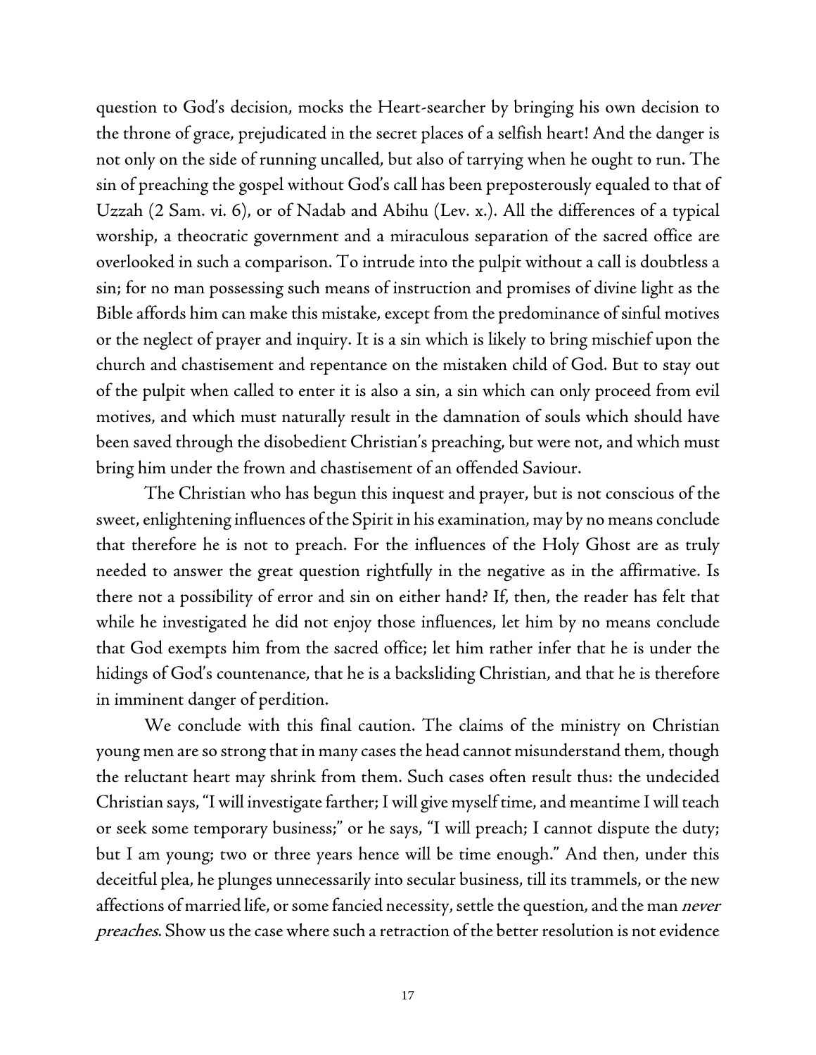question to God's decision, mocks the Heart-searcher by bringing his own decision to the throne of grace, prejudicated in the secret places of a selfish heart! And the danger is not only on the side of running uncalled, but also of tarrying when he ought to run. The sin of preaching the gospel without God's call has been preposterously equaled to that of Uzzah (2 Sam. vi. 6), or of Nadab and Abihu (Lev. x.). All the differences of a typical worship, a theocratic government and a miraculous separation of the sacred office are overlooked in such a comparison. To intrude into the pulpit without a call is doubtless a sin; for no man possessing such means of instruction and promises of divine light as the Bible affords him can make this mistake, except from the predominance of sinful motives or the neglect of prayer and inquiry. It is a sin which is likely to bring mischief upon the church and chastisement and repentance on the mistaken child of God. But to stay out of the pulpit when called to enter it is also a sin, a sin which can only proceed from evil motives, and which must naturally result in the damnation of souls which should have been saved through the disobedient Christian's preaching, but were not, and which must bring him under the frown and chastisement of an offended Saviour.

The Christian who has begun this inquest and prayer, but is not conscious of the sweet, enlightening influences of the Spirit in his examination, may by no means conclude that therefore he is not to preach. For the influences of the Holy Ghost are as truly needed to answer the great question rightfully in the negative as in the affirmative. Is there not a possibility of error and sin on either hand? If, then, the reader has felt that while he investigated he did not enjoy those influences, let him by no means conclude that God exempts him from the sacred office; let him rather infer that he is under the hidings of God's countenance, that he is a backsliding Christian, and that he is therefore in imminent danger of perdition.

We conclude with this final caution. The claims of the ministry on Christian young men are so strong that in many cases the head cannot misunderstand them, though the reluctant heart may shrink from them. Such cases often result thus: the undecided Christian says, "I will investigate farther; I will give myself time, and meantime I will teach or seek some temporary business;" or he says, "I will preach; I cannot dispute the duty; but I am young; two or three years hence will be time enough." And then, under this deceitful plea, he plunges unnecessarily into secular business, till its trammels, or the new affections of married life, or some fancied necessity, settle the question, and the man *never preaches*. Show us the case where such a retraction of the better resolution is not evidence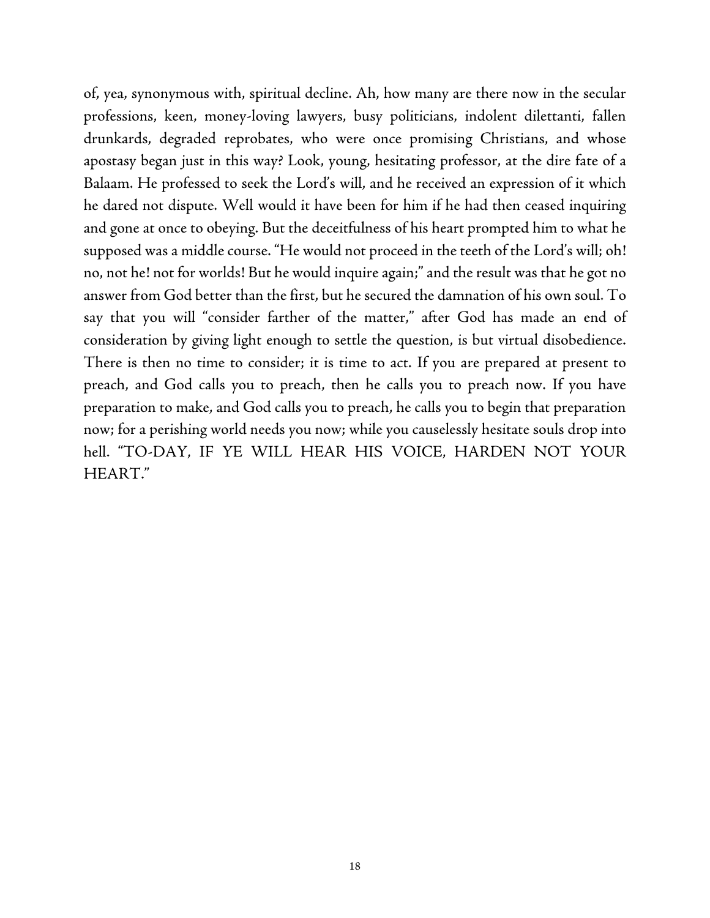of, yea, synonymous with, spiritual decline. Ah, how many are there now in the secular professions, keen, money-loving lawyers, busy politicians, indolent dilettanti, fallen drunkards, degraded reprobates, who were once promising Christians, and whose apostasy began just in this way? Look, young, hesitating professor, at the dire fate of a Balaam. He professed to seek the Lord's will, and he received an expression of it which he dared not dispute. Well would it have been for him if he had then ceased inquiring and gone at once to obeying. But the deceitfulness of his heart prompted him to what he supposed was a middle course. "He would not proceed in the teeth of the Lord's will; oh! no, not he! not for worlds! But he would inquire again;" and the result was that he got no answer from God better than the first, but he secured the damnation of his own soul. To say that you will "consider farther of the matter," after God has made an end of consideration by giving light enough to settle the question, is but virtual disobedience. There is then no time to consider; it is time to act. If you are prepared at present to preach, and God calls you to preach, then he calls you to preach now. If you have preparation to make, and God calls you to preach, he calls you to begin that preparation now; for a perishing world needs you now; while you causelessly hesitate souls drop into hell. "TO-DAY, IF YE WILL HEAR HIS VOICE, HARDEN NOT YOUR HEART."